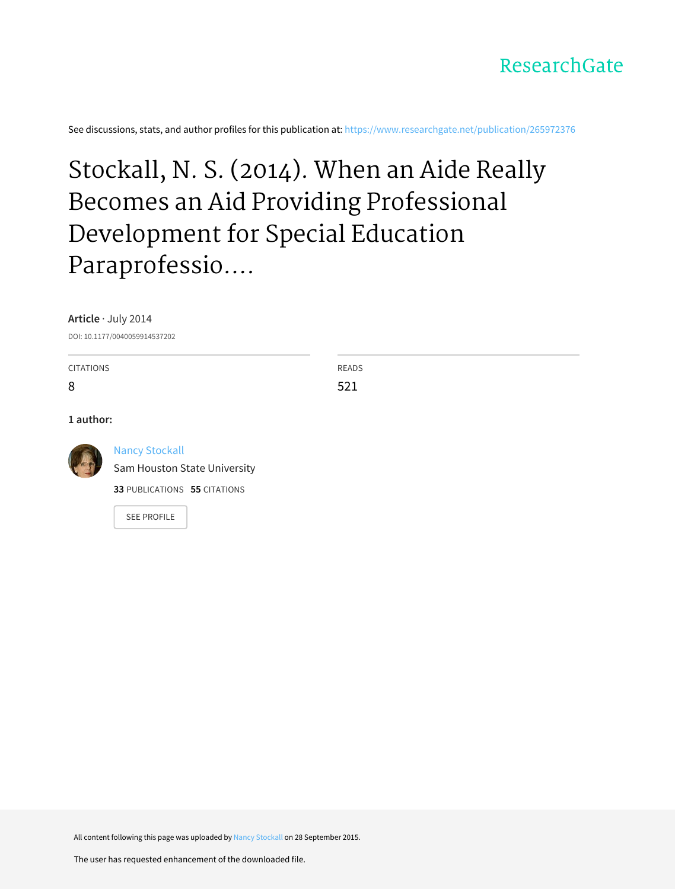ResearchGate

See discussions, stats, and author profiles for this publication at: https://www.researchgate.net/publication/265972376

# Stockall, N. S. (2014). When an Aide Really Becomes an Aid Providing Professional Development for Special Education Paraprofessio....

**Article** · July 2014

DOI: 10.1177/0040059914537202

| CITATIONS | READS |
| --- | --- |
| 8 | 521 |

**1 author:**

Nancy Stockall
Sam Houston State University
**33** PUBLICATIONS **55** CITATIONS

SEE PROFILE

All content following this page was uploaded by Nancy Stockall on 28 September 2015.

The user has requested enhancement of the downloaded file.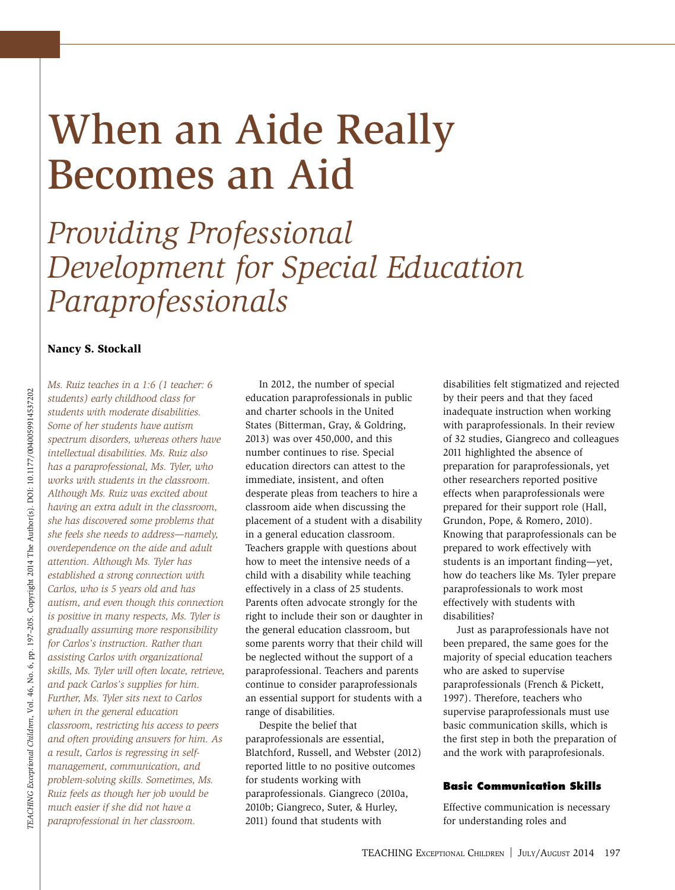# When an Aide Really Becomes an Aid

## *Providing Professional Development for Special Education Paraprofessionals*

**Nancy S. Stockall**

*Ms. Ruiz teaches in a 1:6 (1 teacher: 6 students) early childhood class for students with moderate disabilities. Some of her students have autism spectrum disorders, whereas others have intellectual disabilities. Ms. Ruiz also has a paraprofessional, Ms. Tyler, who works with students in the classroom. Although Ms. Ruiz was excited about having an extra adult in the classroom, she has discovered some problems that she feels she needs to address—namely, overdependence on the aide and adult attention. Although Ms. Tyler has established a strong connection with Carlos, who is 5 years old and has autism, and even though this connection is positive in many respects, Ms. Tyler is gradually assuming more responsibility for Carlos's instruction. Rather than assisting Carlos with organizational skills, Ms. Tyler will often locate, retrieve, and pack Carlos's supplies for him. Further, Ms. Tyler sits next to Carlos when in the general education classroom, restricting his access to peers and often providing answers for him. As a result, Carlos is regressing in self-management, communication, and problem-solving skills. Sometimes, Ms. Ruiz feels as though her job would be much easier if she did not have a paraprofessional in her classroom.*

In 2012, the number of special education paraprofessionals in public and charter schools in the United States (Bitterman, Gray, & Goldring, 2013) was over 450,000, and this number continues to rise. Special education directors can attest to the immediate, insistent, and often desperate pleas from teachers to hire a classroom aide when discussing the placement of a student with a disability in a general education classroom. Teachers grapple with questions about how to meet the intensive needs of a child with a disability while teaching effectively in a class of 25 students. Parents often advocate strongly for the right to include their son or daughter in the general education classroom, but some parents worry that their child will be neglected without the support of a paraprofessional. Teachers and parents continue to consider paraprofessionals an essential support for students with a range of disabilities.

Despite the belief that paraprofessionals are essential, Blatchford, Russell, and Webster (2012) reported little to no positive outcomes for students working with paraprofessionals. Giangreco (2010a, 2010b; Giangreco, Suter, & Hurley, 2011) found that students with disabilities felt stigmatized and rejected by their peers and that they faced inadequate instruction when working with paraprofessionals. In their review of 32 studies, Giangreco and colleagues 2011 highlighted the absence of preparation for paraprofessionals, yet other researchers reported positive effects when paraprofessionals were prepared for their support role (Hall, Grundon, Pope, & Romero, 2010). Knowing that paraprofessionals can be prepared to work effectively with students is an important finding—yet, how do teachers like Ms. Tyler prepare paraprofessionals to work most effectively with students with disabilities?

Just as paraprofessionals have not been prepared, the same goes for the majority of special education teachers who are asked to supervise paraprofessionals (French & Pickett, 1997). Therefore, teachers who supervise paraprofessionals must use basic communication skills, which is the first step in both the preparation of and the work with paraprofesionals.

### Basic Communication Skills

Effective communication is necessary for understanding roles and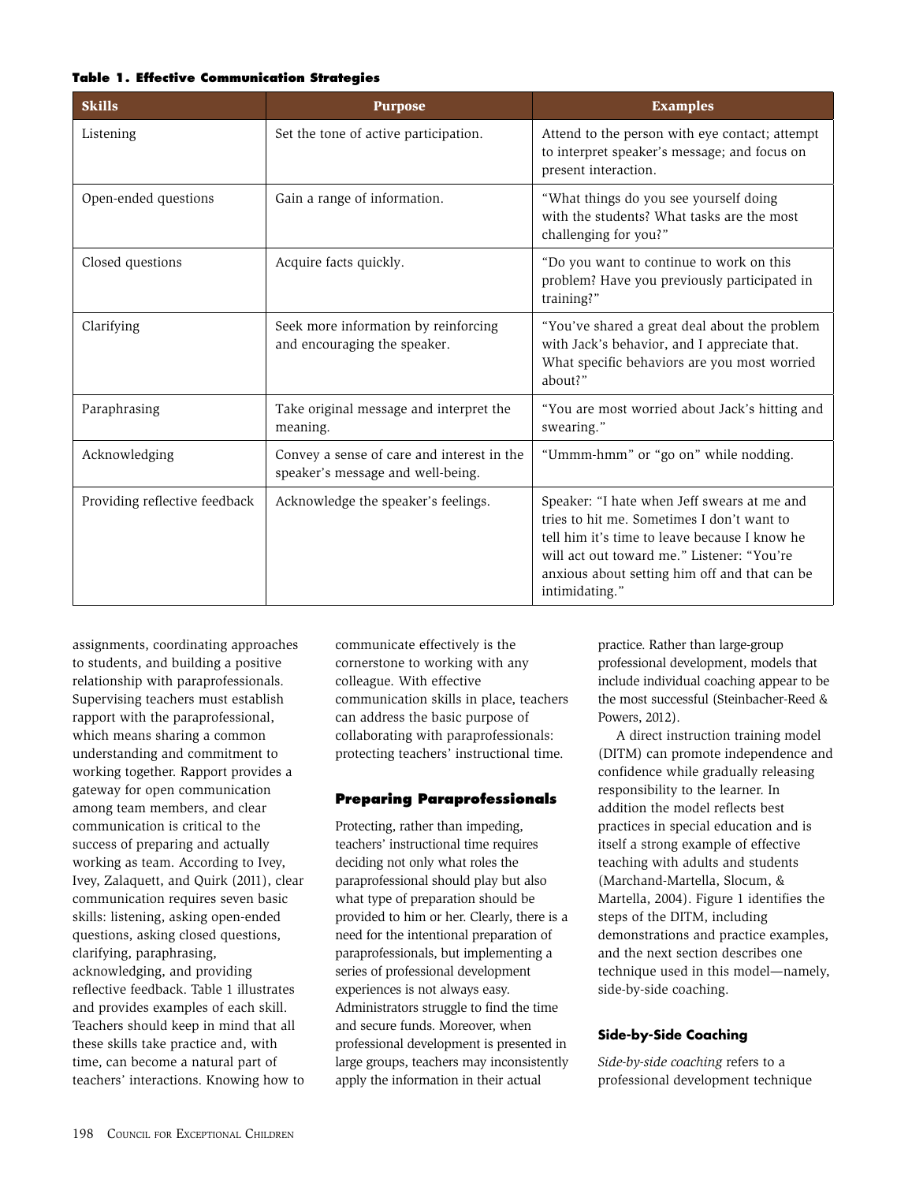**Table 1. Effective Communication Strategies**

| Skills | Purpose | Examples |
|---|---|---|
| Listening | Set the tone of active participation. | Attend to the person with eye contact; attempt to interpret speaker's message; and focus on present interaction. |
| Open-ended questions | Gain a range of information. | "What things do you see yourself doing with the students? What tasks are the most challenging for you?" |
| Closed questions | Acquire facts quickly. | "Do you want to continue to work on this problem? Have you previously participated in training?" |
| Clarifying | Seek more information by reinforcing and encouraging the speaker. | "You've shared a great deal about the problem with Jack's behavior, and I appreciate that. What specific behaviors are you most worried about?" |
| Paraphrasing | Take original message and interpret the meaning. | "You are most worried about Jack's hitting and swearing." |
| Acknowledging | Convey a sense of care and interest in the speaker's message and well-being. | "Ummm-hmm" or "go on" while nodding. |
| Providing reflective feedback | Acknowledge the speaker's feelings. | Speaker: "I hate when Jeff swears at me and tries to hit me. Sometimes I don't want to tell him it's time to leave because I know he will act out toward me." Listener: "You're anxious about setting him off and that can be intimidating." |

assignments, coordinating approaches to students, and building a positive relationship with paraprofessionals. Supervising teachers must establish rapport with the paraprofessional, which means sharing a common understanding and commitment to working together. Rapport provides a gateway for open communication among team members, and clear communication is critical to the success of preparing and actually working as team. According to Ivey, Ivey, Zalaquett, and Quirk (2011), clear communication requires seven basic skills: listening, asking open-ended questions, asking closed questions, clarifying, paraphrasing, acknowledging, and providing reflective feedback. Table 1 illustrates and provides examples of each skill. Teachers should keep in mind that all these skills take practice and, with time, can become a natural part of teachers' interactions. Knowing how to communicate effectively is the cornerstone to working with any colleague. With effective communication skills in place, teachers can address the basic purpose of collaborating with paraprofessionals: protecting teachers' instructional time.

## Preparing Paraprofessionals

Protecting, rather than impeding, teachers' instructional time requires deciding not only what roles the paraprofessional should play but also what type of preparation should be provided to him or her. Clearly, there is a need for the intentional preparation of paraprofessionals, but implementing a series of professional development experiences is not always easy. Administrators struggle to find the time and secure funds. Moreover, when professional development is presented in large groups, teachers may inconsistently apply the information in their actual practice. Rather than large-group professional development, models that include individual coaching appear to be the most successful (Steinbacher-Reed & Powers, 2012).

A direct instruction training model (DITM) can promote independence and confidence while gradually releasing responsibility to the learner. In addition the model reflects best practices in special education and is itself a strong example of effective teaching with adults and students (Marchand-Martella, Slocum, & Martella, 2004). Figure 1 identifies the steps of the DITM, including demonstrations and practice examples, and the next section describes one technique used in this model—namely, side-by-side coaching.

### Side-by-Side Coaching

*Side-by-side coaching* refers to a professional development technique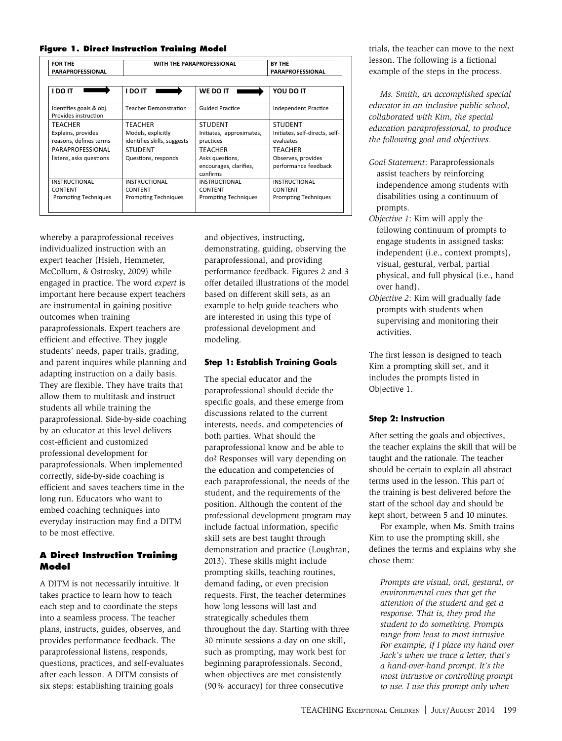**Figure 1. Direct Instruction Training Model**

| FOR THE PARAPROFESSIONAL | WITH THE PARAPROFESSIONAL | | BY THE PARAPROFESSIONAL |
|---|---|---|---|
| I DO IT ➡ | I DO IT ➡ | WE DO IT ➡ | YOU DO IT |
| Identifies goals & obj. Provides instruction | Teacher Demonstration | Guided Practice | Independent Practice |
| TEACHER Explains, provides reasons, defines terms | TEACHER Models, explicitly identifies skills, suggests | STUDENT Initiates, approximates, practices | STUDENT Initiates, self-directs, self-evaluates |
| PARAPROFESSIONAL listens, asks questions | STUDENT Questions, responds | TEACHER Asks questions, encourages, clarifies, confirms | TEACHER Observes, provides performance feedback |
| INSTRUCTIONAL CONTENT Prompting Techniques | INSTRUCTIONAL CONTENT Prompting Techniques | INSTRUCTIONAL CONTENT Prompting Techniques | INSTRUCTIONAL CONTENT Prompting Techniques |

whereby a paraprofessional receives individualized instruction with an expert teacher (Hsieh, Hemmeter, McCollum, & Ostrosky, 2009) while engaged in practice. The word *expert* is important here because expert teachers are instrumental in gaining positive outcomes when training paraprofessionals. Expert teachers are efficient and effective. They juggle students' needs, paper trails, grading, and parent inquires while planning and adapting instruction on a daily basis. They are flexible. They have traits that allow them to multitask and instruct students all while training the paraprofessional. Side-by-side coaching by an educator at this level delivers cost-efficient and customized professional development for paraprofessionals. When implemented correctly, side-by-side coaching is efficient and saves teachers time in the long run. Educators who want to embed coaching techniques into everyday instruction may find a DITM to be most effective.

## A Direct Instruction Training Model

A DITM is not necessarily intuitive. It takes practice to learn how to teach each step and to coordinate the steps into a seamless process. The teacher plans, instructs, guides, observes, and provides performance feedback. The paraprofessional listens, responds, questions, practices, and self-evaluates after each lesson. A DITM consists of six steps: establishing training goals and objectives, instructing, demonstrating, guiding, observing the paraprofessional, and providing performance feedback. Figures 2 and 3 offer detailed illustrations of the model based on different skill sets, as an example to help guide teachers who are interested in using this type of professional development and modeling.

### Step 1: Establish Training Goals

The special educator and the paraprofessional should decide the specific goals, and these emerge from discussions related to the current interests, needs, and competencies of both parties. What should the paraprofessional know and be able to do? Responses will vary depending on the education and competencies of each paraprofessional, the needs of the student, and the requirements of the position. Although the content of the professional development program may include factual information, specific skill sets are best taught through demonstration and practice (Loughran, 2013). These skills might include prompting skills, teaching routines, demand fading, or even precision requests. First, the teacher determines how long lessons will last and strategically schedules them throughout the day. Starting with three 30-minute sessions a day on one skill, such as prompting, may work best for beginning paraprofessionals. Second, when objectives are met consistently (90% accuracy) for three consecutive trials, the teacher can move to the next lesson. The following is a fictional example of the steps in the process.

*Ms. Smith, an accomplished special educator in an inclusive public school, collaborated with Kim, the special education paraprofessional, to produce the following goal and objectives.*

*Goal Statement*: Paraprofessionals assist teachers by reinforcing independence among students with disabilities using a continuum of prompts.

*Objective 1*: Kim will apply the following continuum of prompts to engage students in assigned tasks: independent (i.e., context prompts), visual, gestural, verbal, partial physical, and full physical (i.e., hand over hand).

*Objective 2*: Kim will gradually fade prompts with students when supervising and monitoring their activities.

The first lesson is designed to teach Kim a prompting skill set, and it includes the prompts listed in Objective 1.

### Step 2: Instruction

After setting the goals and objectives, the teacher explains the skill that will be taught and the rationale. The teacher should be certain to explain all abstract terms used in the lesson. This part of the training is best delivered before the start of the school day and should be kept short, between 5 and 10 minutes.

For example, when Ms. Smith trains Kim to use the prompting skill, she defines the terms and explains why she chose them*:*

*Prompts are visual, oral, gestural, or environmental cues that get the attention of the student and get a response. That is, they prod the student to do something. Prompts range from least to most intrusive. For example, if I place my hand over Jack's when we trace a letter, that's a hand-over-hand prompt. It's the most intrusive or controlling prompt to use. I use this prompt only when*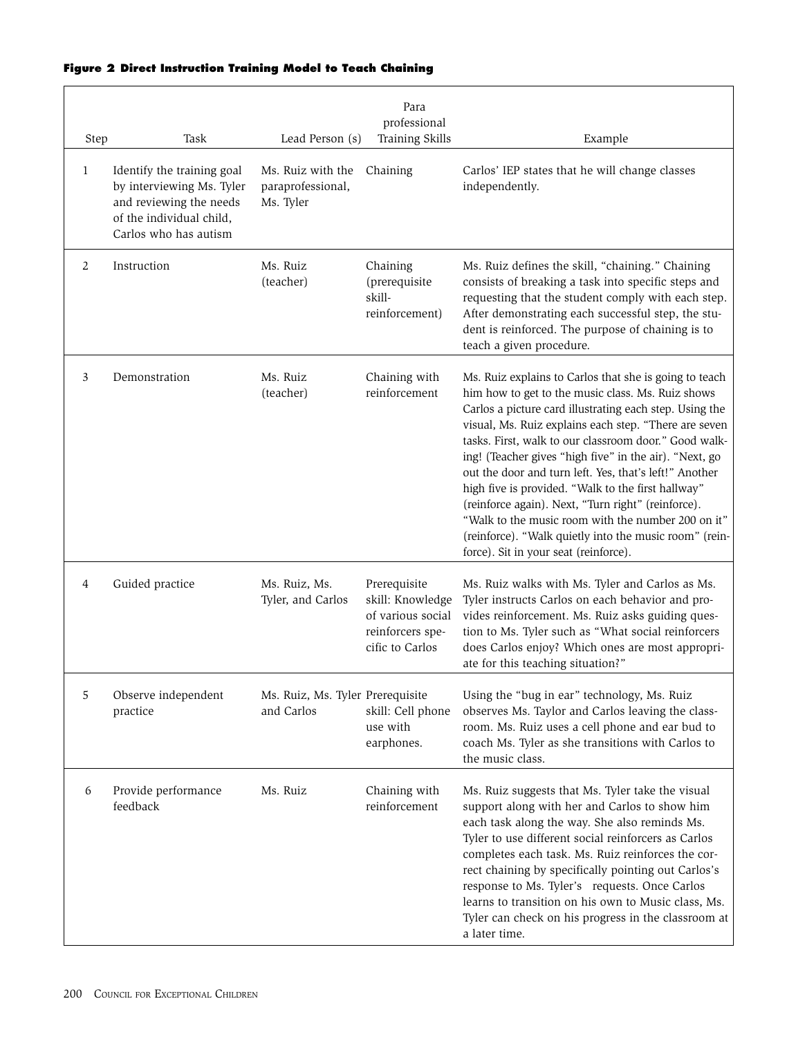**Figure 2 Direct Instruction Training Model to Teach Chaining**

| Step | Task | Lead Person (s) | Para professional Training Skills | Example |
|---|---|---|---|---|
| 1 | Identify the training goal by interviewing Ms. Tyler and reviewing the needs of the individual child, Carlos who has autism | Ms. Ruiz with the paraprofessional, Ms. Tyler | Chaining | Carlos' IEP states that he will change classes independently. |
| 2 | Instruction | Ms. Ruiz (teacher) | Chaining (prerequisite skill-reinforcement) | Ms. Ruiz defines the skill, "chaining." Chaining consists of breaking a task into specific steps and requesting that the student comply with each step. After demonstrating each successful step, the student is reinforced. The purpose of chaining is to teach a given procedure. |
| 3 | Demonstration | Ms. Ruiz (teacher) | Chaining with reinforcement | Ms. Ruiz explains to Carlos that she is going to teach him how to get to the music class. Ms. Ruiz shows Carlos a picture card illustrating each step. Using the visual, Ms. Ruiz explains each step. "There are seven tasks. First, walk to our classroom door." Good walking! (Teacher gives "high five" in the air). "Next, go out the door and turn left. Yes, that's left!" Another high five is provided. "Walk to the first hallway" (reinforce again). Next, "Turn right" (reinforce). "Walk to the music room with the number 200 on it" (reinforce). "Walk quietly into the music room" (reinforce). Sit in your seat (reinforce). |
| 4 | Guided practice | Ms. Ruiz, Ms. Tyler, and Carlos | Prerequisite skill: Knowledge of various social reinforcers specific to Carlos | Ms. Ruiz walks with Ms. Tyler and Carlos as Ms. Tyler instructs Carlos on each behavior and provides reinforcement. Ms. Ruiz asks guiding question to Ms. Tyler such as "What social reinforcers does Carlos enjoy? Which ones are most appropriate for this teaching situation?" |
| 5 | Observe independent practice | Ms. Ruiz, Ms. Tyler and Carlos | Prerequisite skill: Cell phone use with earphones. | Using the "bug in ear" technology, Ms. Ruiz observes Ms. Taylor and Carlos leaving the classroom. Ms. Ruiz uses a cell phone and ear bud to coach Ms. Tyler as she transitions with Carlos to the music class. |
| 6 | Provide performance feedback | Ms. Ruiz | Chaining with reinforcement | Ms. Ruiz suggests that Ms. Tyler take the visual support along with her and Carlos to show him each task along the way. She also reminds Ms. Tyler to use different social reinforcers as Carlos completes each task. Ms. Ruiz reinforces the correct chaining by specifically pointing out Carlos's response to Ms. Tyler's requests. Once Carlos learns to transition on his own to Music class, Ms. Tyler can check on his progress in the classroom at a later time. |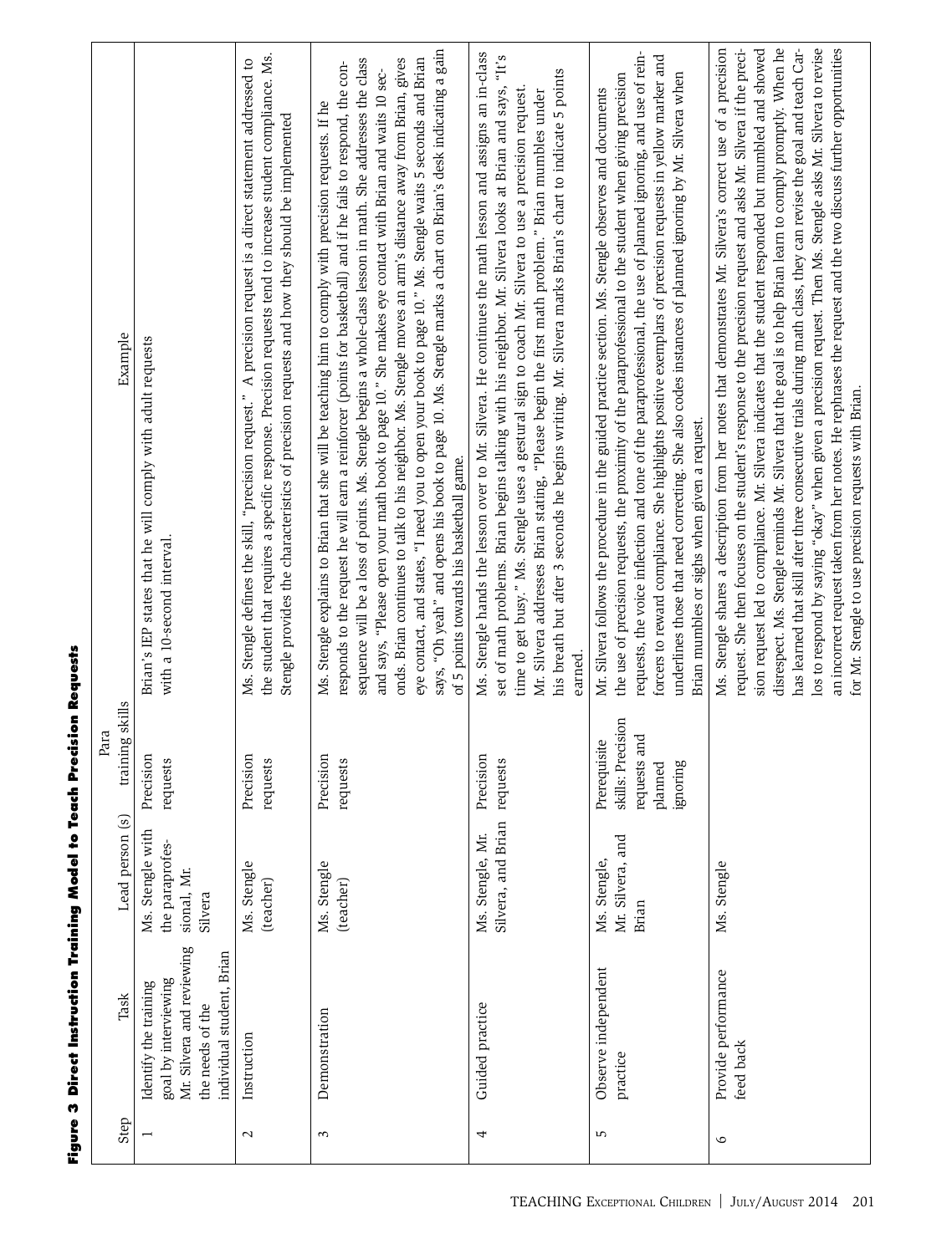**Figure 3 Direct Instruction Training Model to Teach Precision Requests**

| Step | Task | Lead person (s) | Para training skills | Example |
|---|---|---|---|---|
| 1 | Identify the training goal by interviewing Mr. Silvera and reviewing the needs of the individual student, Brian | Ms. Stengle with the paraprofessional, Mr. Silvera | Precision requests | Brian's IEP states that he will comply with adult requests with a 10-second interval. |
| 2 | Instruction | Ms. Stengle (teacher) | Precision requests | Ms. Stengle defines the skill, "precision request." A precision request is a direct statement addressed to the student that requires a specific response. Precision requests tend to increase student compliance. Ms. Stengle provides the characteristics of precision requests and how they should be implemented |
| 3 | Demonstration | Ms. Stengle (teacher) | Precision requests | Ms. Stengle explains to Brian that she will be teaching him to comply with precision requests. If he responds to the request he will earn a reinforcer (points for basketball) and if he fails to respond, the consequence will be a loss of points. Ms. Stengle begins a whole-class lesson in math. She addresses the class and says, "Please open your math book to page 10." She makes eye contact with Brian and waits 10 seconds. Brian continues to talk to his neighbor. Ms. Stengle moves an arm's distance away from Brian, gives eye contact, and states, "I need you to open your book to page 10." Ms. Stengle waits 5 seconds and Brian says, "Oh yeah" and opens his book to page 10. Ms. Stengle marks a chart on Brian's desk indicating a gain of 5 points towards his basketball game. |
| 4 | Guided practice | Ms. Stengle, Mr. Silvera, and Brian | Precision requests | Ms. Stengle hands the lesson over to Mr. Silvera. He continues the math lesson and assigns an in-class set of math problems. Brian begins talking with his neighbor. Mr. Silvera looks at Brian and says, "It's time to get busy." Ms. Stengle uses a gestural sign to coach Mr. Silvera to use a precision request. Mr. Silvera addresses Brian stating, "Please begin the first math problem." Brian mumbles under his breath but after 3 seconds he begins writing. Mr. Silvera marks Brian's chart to indicate 5 points earned. |
| 5 | Observe independent practice | Ms. Stengle, Mr. Silvera, and Brian | Prerequisite skills: Precision requests and planned ignoring | Mr. Silvera follows the procedure in the guided practice section. Ms. Stengle observes and documents the use of precision requests, the proximity of the paraprofessional to the student when giving precision requests, the voice inflection and tone of the paraprofessional, the use of planned ignoring, and use of reinforcers to reward compliance. She highlights positive exemplars of precision requests in yellow marker and underlines those that need correcting. She also codes instances of planned ignoring by Mr. Silvera when Brian mumbles or sighs when given a request. |
| 6 | Provide performance feed back | Ms. Stengle | | Ms. Stengle shares a description from her notes that demonstrates Mr. Silvera's correct use of a precision request. She then focuses on the student's response to the precision request and asks Mr. Silvera if the precision request led to compliance. Mr. Silvera indicates that the student responded but mumbled and showed disrespect. Ms. Stengle reminds Mr. Silvera that the goal is to help Brian learn to comply promptly. When he has learned that skill after three consecutive trials during math class, they can revise the goal and teach Carlos to respond by saying "okay" when given a precision request. Then Ms. Stengle asks Mr. Silvera to revise an incorrect request taken from her notes. He rephrases the request and the two discuss further opportunities for Mr. Stengle to use precision requests with Brian. |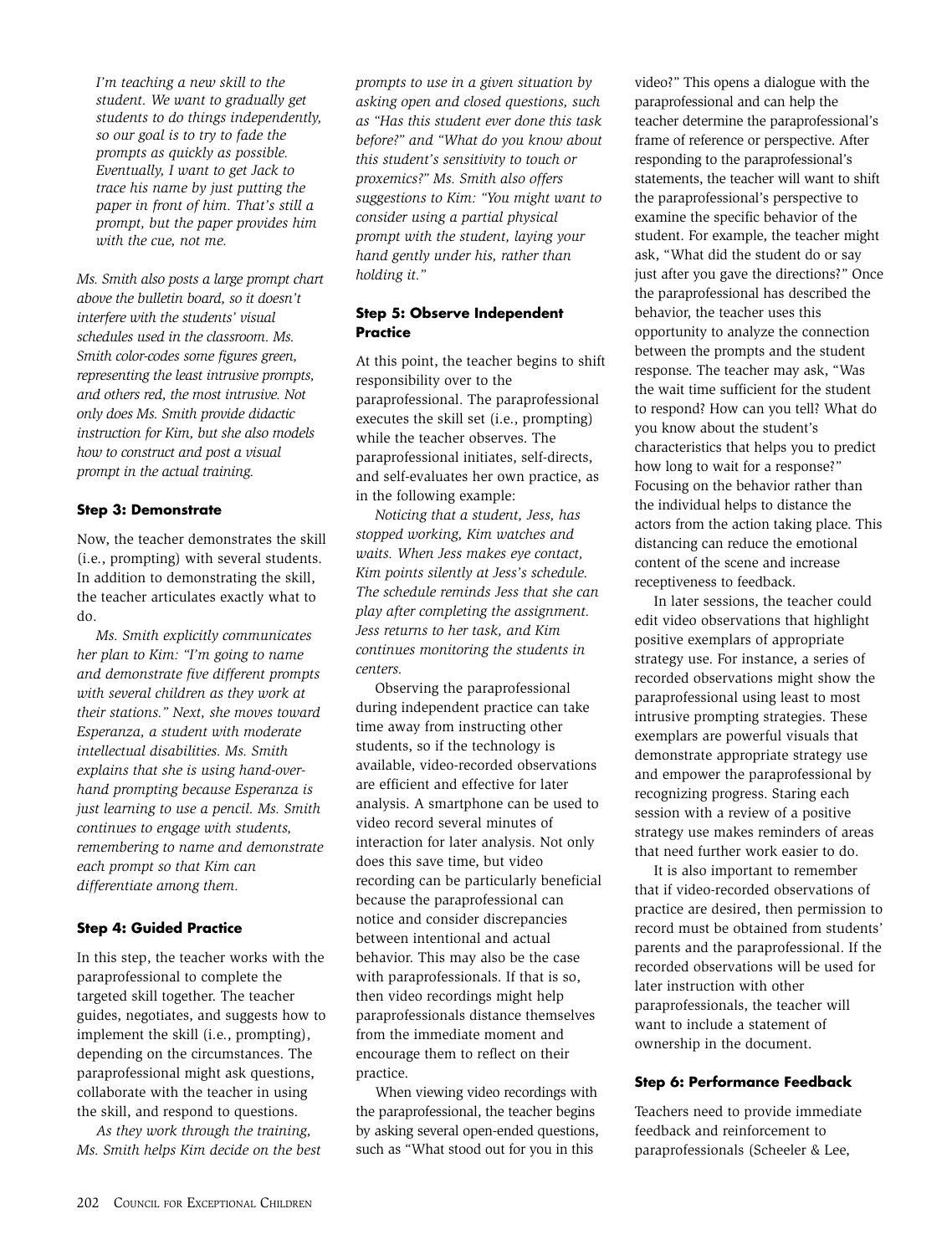*I'm teaching a new skill to the student. We want to gradually get students to do things independently, so our goal is to try to fade the prompts as quickly as possible. Eventually, I want to get Jack to trace his name by just putting the paper in front of him. That's still a prompt, but the paper provides him with the cue, not me.*

*Ms. Smith also posts a large prompt chart above the bulletin board, so it doesn't interfere with the students' visual schedules used in the classroom. Ms. Smith color-codes some figures green, representing the least intrusive prompts, and others red, the most intrusive. Not only does Ms. Smith provide didactic instruction for Kim, but she also models how to construct and post a visual prompt in the actual training.*

### Step 3: Demonstrate

Now, the teacher demonstrates the skill (i.e., prompting) with several students. In addition to demonstrating the skill, the teacher articulates exactly what to do.

*Ms. Smith explicitly communicates her plan to Kim: "I'm going to name and demonstrate five different prompts with several children as they work at their stations." Next, she moves toward Esperanza, a student with moderate intellectual disabilities. Ms. Smith explains that she is using hand-over-hand prompting because Esperanza is just learning to use a pencil. Ms. Smith continues to engage with students, remembering to name and demonstrate each prompt so that Kim can differentiate among them.*

### Step 4: Guided Practice

In this step, the teacher works with the paraprofessional to complete the targeted skill together. The teacher guides, negotiates, and suggests how to implement the skill (i.e., prompting), depending on the circumstances. The paraprofessional might ask questions, collaborate with the teacher in using the skill, and respond to questions.

*As they work through the training, Ms. Smith helps Kim decide on the best prompts to use in a given situation by asking open and closed questions, such as "Has this student ever done this task before?" and "What do you know about this student's sensitivity to touch or proxemics?" Ms. Smith also offers suggestions to Kim: "You might want to consider using a partial physical prompt with the student, laying your hand gently under his, rather than holding it."*

### Step 5: Observe Independent Practice

At this point, the teacher begins to shift responsibility over to the paraprofessional. The paraprofessional executes the skill set (i.e., prompting) while the teacher observes. The paraprofessional initiates, self-directs, and self-evaluates her own practice, as in the following example:

*Noticing that a student, Jess, has stopped working, Kim watches and waits. When Jess makes eye contact, Kim points silently at Jess's schedule. The schedule reminds Jess that she can play after completing the assignment. Jess returns to her task, and Kim continues monitoring the students in centers.*

Observing the paraprofessional during independent practice can take time away from instructing other students, so if the technology is available, video-recorded observations are efficient and effective for later analysis. A smartphone can be used to video record several minutes of interaction for later analysis. Not only does this save time, but video recording can be particularly beneficial because the paraprofessional can notice and consider discrepancies between intentional and actual behavior. This may also be the case with paraprofessionals. If that is so, then video recordings might help paraprofessionals distance themselves from the immediate moment and encourage them to reflect on their practice.

When viewing video recordings with the paraprofessional, the teacher begins by asking several open-ended questions, such as "What stood out for you in this video?" This opens a dialogue with the paraprofessional and can help the teacher determine the paraprofessional's frame of reference or perspective. After responding to the paraprofessional's statements, the teacher will want to shift the paraprofessional's perspective to examine the specific behavior of the student. For example, the teacher might ask, "What did the student do or say just after you gave the directions?" Once the paraprofessional has described the behavior, the teacher uses this opportunity to analyze the connection between the prompts and the student response. The teacher may ask, "Was the wait time sufficient for the student to respond? How can you tell? What do you know about the student's characteristics that helps you to predict how long to wait for a response?" Focusing on the behavior rather than the individual helps to distance the actors from the action taking place. This distancing can reduce the emotional content of the scene and increase receptiveness to feedback.

In later sessions, the teacher could edit video observations that highlight positive exemplars of appropriate strategy use. For instance, a series of recorded observations might show the paraprofessional using least to most intrusive prompting strategies. These exemplars are powerful visuals that demonstrate appropriate strategy use and empower the paraprofessional by recognizing progress. Staring each session with a review of a positive strategy use makes reminders of areas that need further work easier to do.

It is also important to remember that if video-recorded observations of practice are desired, then permission to record must be obtained from students' parents and the paraprofessional. If the recorded observations will be used for later instruction with other paraprofessionals, the teacher will want to include a statement of ownership in the document.

### Step 6: Performance Feedback

Teachers need to provide immediate feedback and reinforcement to paraprofessionals (Scheeler & Lee,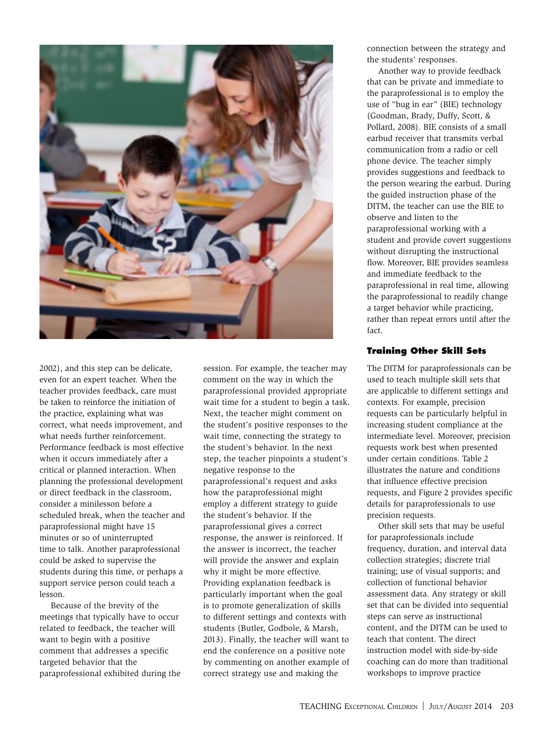2002), and this step can be delicate, even for an expert teacher. When the teacher provides feedback, care must be taken to reinforce the initiation of the practice, explaining what was correct, what needs improvement, and what needs further reinforcement. Performance feedback is most effective when it occurs immediately after a critical or planned interaction. When planning the professional development or direct feedback in the classroom, consider a minilesson before a scheduled break, when the teacher and paraprofessional might have 15 minutes or so of uninterrupted time to talk. Another paraprofessional could be asked to supervise the students during this time, or perhaps a support service person could teach a lesson.

Because of the brevity of the meetings that typically have to occur related to feedback, the teacher will want to begin with a positive comment that addresses a specific targeted behavior that the paraprofessional exhibited during the session. For example, the teacher may comment on the way in which the paraprofessional provided appropriate wait time for a student to begin a task. Next, the teacher might comment on the student's positive responses to the wait time, connecting the strategy to the student's behavior. In the next step, the teacher pinpoints a student's negative response to the paraprofessional's request and asks how the paraprofessional might employ a different strategy to guide the student's behavior. If the paraprofessional gives a correct response, the answer is reinforced. If the answer is incorrect, the teacher will provide the answer and explain why it might be more effective. Providing explanation feedback is particularly important when the goal is to promote generalization of skills to different settings and contexts with students (Butler, Godbole, & Marsh, 2013). Finally, the teacher will want to end the conference on a positive note by commenting on another example of correct strategy use and making the connection between the strategy and the students' responses.

Another way to provide feedback that can be private and immediate to the paraprofessional is to employ the use of "bug in ear" (BIE) technology (Goodman, Brady, Duffy, Scott, & Pollard, 2008). BIE consists of a small earbud receiver that transmits verbal communication from a radio or cell phone device. The teacher simply provides suggestions and feedback to the person wearing the earbud. During the guided instruction phase of the DITM, the teacher can use the BIE to observe and listen to the paraprofessional working with a student and provide covert suggestions without disrupting the instructional flow. Moreover, BIE provides seamless and immediate feedback to the paraprofessional in real time, allowing the paraprofessional to readily change a target behavior while practicing, rather than repeat errors until after the fact.

### Training Other Skill Sets

The DITM for paraprofessionals can be used to teach multiple skill sets that are applicable to different settings and contexts. For example, precision requests can be particularly helpful in increasing student compliance at the intermediate level. Moreover, precision requests work best when presented under certain conditions. Table 2 illustrates the nature and conditions that influence effective precision requests, and Figure 2 provides specific details for paraprofessionals to use precision requests.

Other skill sets that may be useful for paraprofessionals include frequency, duration, and interval data collection strategies; discrete trial training; use of visual supports; and collection of functional behavior assessment data. Any strategy or skill set that can be divided into sequential steps can serve as instructional content, and the DITM can be used to teach that content. The direct instruction model with side-by-side coaching can do more than traditional workshops to improve practice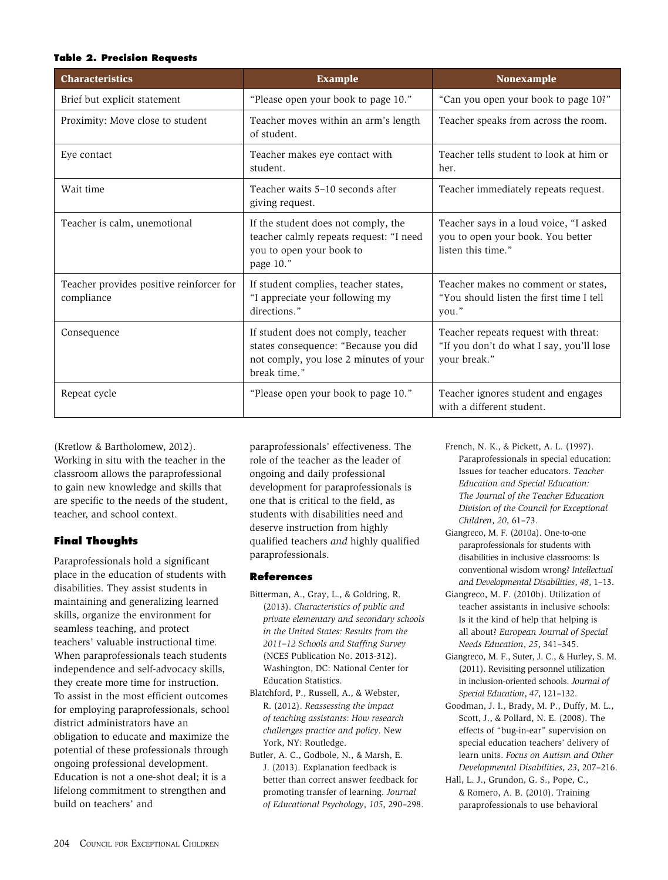**Table 2. Precision Requests**

| Characteristics | Example | Nonexample |
|---|---|---|
| Brief but explicit statement | "Please open your book to page 10." | "Can you open your book to page 10?" |
| Proximity: Move close to student | Teacher moves within an arm's length of student. | Teacher speaks from across the room. |
| Eye contact | Teacher makes eye contact with student. | Teacher tells student to look at him or her. |
| Wait time | Teacher waits 5–10 seconds after giving request. | Teacher immediately repeats request. |
| Teacher is calm, unemotional | If the student does not comply, the teacher calmly repeats request: "I need you to open your book to page 10." | Teacher says in a loud voice, "I asked you to open your book. You better listen this time." |
| Teacher provides positive reinforcer for compliance | If student complies, teacher states, "I appreciate your following my directions." | Teacher makes no comment or states, "You should listen the first time I tell you." |
| Consequence | If student does not comply, teacher states consequence: "Because you did not comply, you lose 2 minutes of your break time." | Teacher repeats request with threat: "If you don't do what I say, you'll lose your break." |
| Repeat cycle | "Please open your book to page 10." | Teacher ignores student and engages with a different student. |

(Kretlow & Bartholomew, 2012). Working in situ with the teacher in the classroom allows the paraprofessional to gain new knowledge and skills that are specific to the needs of the student, teacher, and school context.

## Final Thoughts

Paraprofessionals hold a significant place in the education of students with disabilities. They assist students in maintaining and generalizing learned skills, organize the environment for seamless teaching, and protect teachers' valuable instructional time. When paraprofessionals teach students independence and self-advocacy skills, they create more time for instruction. To assist in the most efficient outcomes for employing paraprofessionals, school district administrators have an obligation to educate and maximize the potential of these professionals through ongoing professional development. Education is not a one-shot deal; it is a lifelong commitment to strengthen and build on teachers' and paraprofessionals' effectiveness. The role of the teacher as the leader of ongoing and daily professional development for paraprofessionals is one that is critical to the field, as students with disabilities need and deserve instruction from highly qualified teachers *and* highly qualified paraprofessionals.

## References

Bitterman, A., Gray, L., & Goldring, R. (2013). *Characteristics of public and private elementary and secondary schools in the United States: Results from the 2011–12 Schools and Staffing Survey* (NCES Publication No. 2013-312). Washington, DC: National Center for Education Statistics.

Blatchford, P., Russell, A., & Webster, R. (2012). *Reassessing the impact of teaching assistants: How research challenges practice and policy*. New York, NY: Routledge.

Butler, A. C., Godbole, N., & Marsh, E. J. (2013). Explanation feedback is better than correct answer feedback for promoting transfer of learning. *Journal of Educational Psychology*, *105*, 290–298.

French, N. K., & Pickett, A. L. (1997). Paraprofessionals in special education: Issues for teacher educators. *Teacher Education and Special Education: The Journal of the Teacher Education Division of the Council for Exceptional Children*, *20*, 61–73.

Giangreco, M. F. (2010a). One-to-one paraprofessionals for students with disabilities in inclusive classrooms: Is conventional wisdom wrong? *Intellectual and Developmental Disabilities*, *48*, 1–13.

Giangreco, M. F. (2010b). Utilization of teacher assistants in inclusive schools: Is it the kind of help that helping is all about? *European Journal of Special Needs Education*, *25*, 341–345.

Giangreco, M. F., Suter, J. C., & Hurley, S. M. (2011). Revisiting personnel utilization in inclusion-oriented schools. *Journal of Special Education*, *47*, 121–132.

Goodman, J. I., Brady, M. P., Duffy, M. L., Scott, J., & Pollard, N. E. (2008). The effects of "bug-in-ear" supervision on special education teachers' delivery of learn units. *Focus on Autism and Other Developmental Disabilities*, *23*, 207–216.

Hall, L. J., Grundon, G. S., Pope, C., & Romero, A. B. (2010). Training paraprofessionals to use behavioral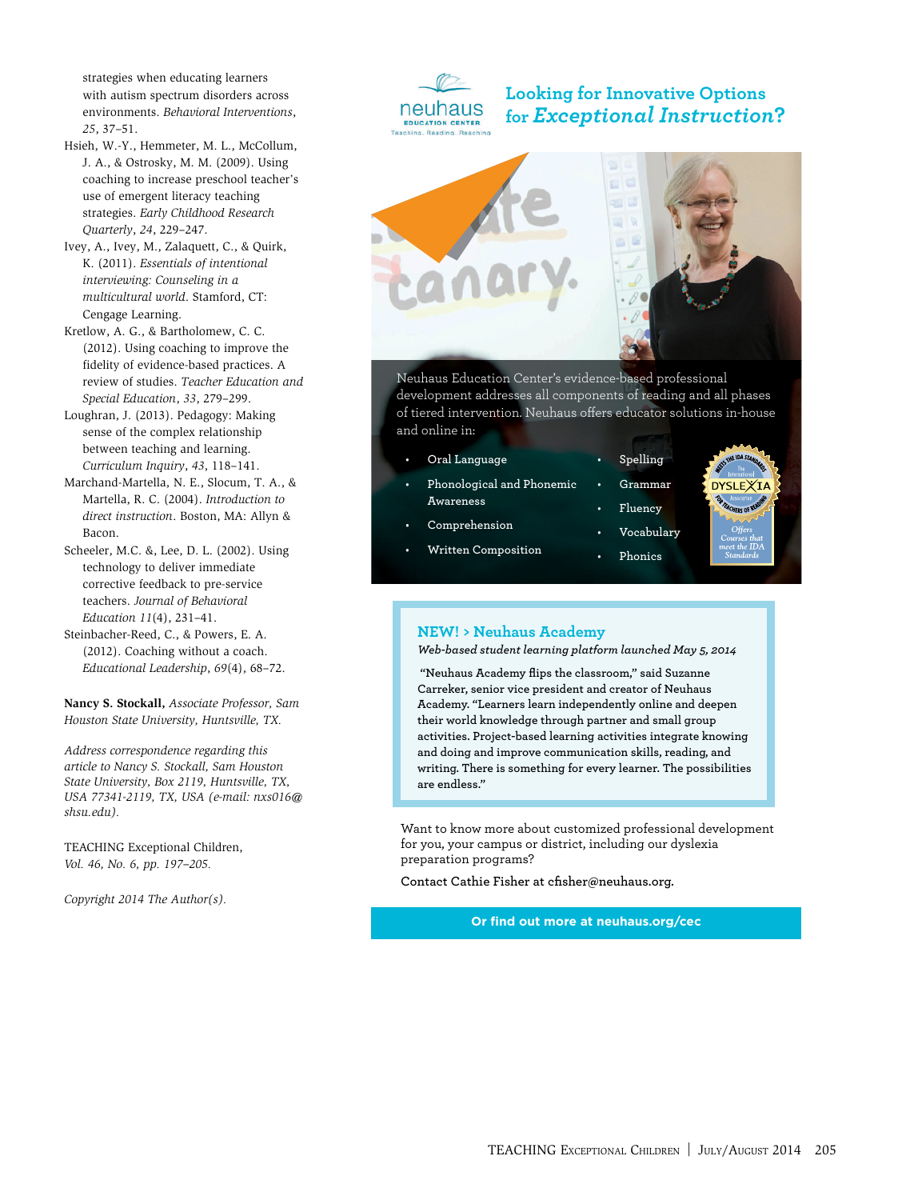strategies when educating learners with autism spectrum disorders across environments. *Behavioral Interventions*, *25*, 37–51.

Hsieh, W.-Y., Hemmeter, M. L., McCollum, J. A., & Ostrosky, M. M. (2009). Using coaching to increase preschool teacher's use of emergent literacy teaching strategies. *Early Childhood Research Quarterly*, *24*, 229–247.

Ivey, A., Ivey, M., Zalaquett, C., & Quirk, K. (2011). *Essentials of intentional interviewing: Counseling in a multicultural world*. Stamford, CT: Cengage Learning.

Kretlow, A. G., & Bartholomew, C. C. (2012). Using coaching to improve the fidelity of evidence-based practices. A review of studies. *Teacher Education and Special Education*, *33*, 279–299.

Loughran, J. (2013). Pedagogy: Making sense of the complex relationship between teaching and learning. *Curriculum Inquiry*, *43*, 118–141.

Marchand-Martella, N. E., Slocum, T. A., & Martella, R. C. (2004). *Introduction to direct instruction*. Boston, MA: Allyn & Bacon.

Scheeler, M.C. &, Lee, D. L. (2002). Using technology to deliver immediate corrective feedback to pre-service teachers. *Journal of Behavioral Education 11*(4), 231–41.

Steinbacher-Reed, C., & Powers, E. A. (2012). Coaching without a coach. *Educational Leadership*, *69*(4), 68–72.

**Nancy S. Stockall,** *Associate Professor, Sam Houston State University, Huntsville, TX.*

*Address correspondence regarding this article to Nancy S. Stockall, Sam Houston State University, Box 2119, Huntsville, TX, USA 77341-2119, TX, USA (e-mail: nxs016@shsu.edu).*

TEACHING Exceptional Children, *Vol. 46, No. 6, pp. 197–205.*

*Copyright 2014 The Author(s).*

neuhaus EDUCATION CENTER
Teaching. Reading. Reaching

## Looking for Innovative Options for *Exceptional Instruction*?

Neuhaus Education Center's evidence-based professional development addresses all components of reading and all phases of tiered intervention. Neuhaus offers educator solutions in-house and online in:

- Oral Language
- Phonological and Phonemic Awareness
- Comprehension
- Written Composition
- Spelling
- Grammar
- Fluency
- Vocabulary
- Phonics

Meets the IDA Standards — The International DYSLEXIA Association — For Teachers of Reading
*Offers Courses that meet the IDA Standards*

### NEW! > Neuhaus Academy

*Web-based student learning platform launched May 5, 2014*

"Neuhaus Academy flips the classroom," said Suzanne Carreker, senior vice president and creator of Neuhaus Academy. "Learners learn independently online and deepen their world knowledge through partner and small group activities. Project-based learning activities integrate knowing and doing and improve communication skills, reading, and writing. There is something for every learner. The possibilities are endless."

Want to know more about customized professional development for you, your campus or district, including our dyslexia preparation programs?

Contact Cathie Fisher at cfisher@neuhaus.org.

**Or find out more at neuhaus.org/cec**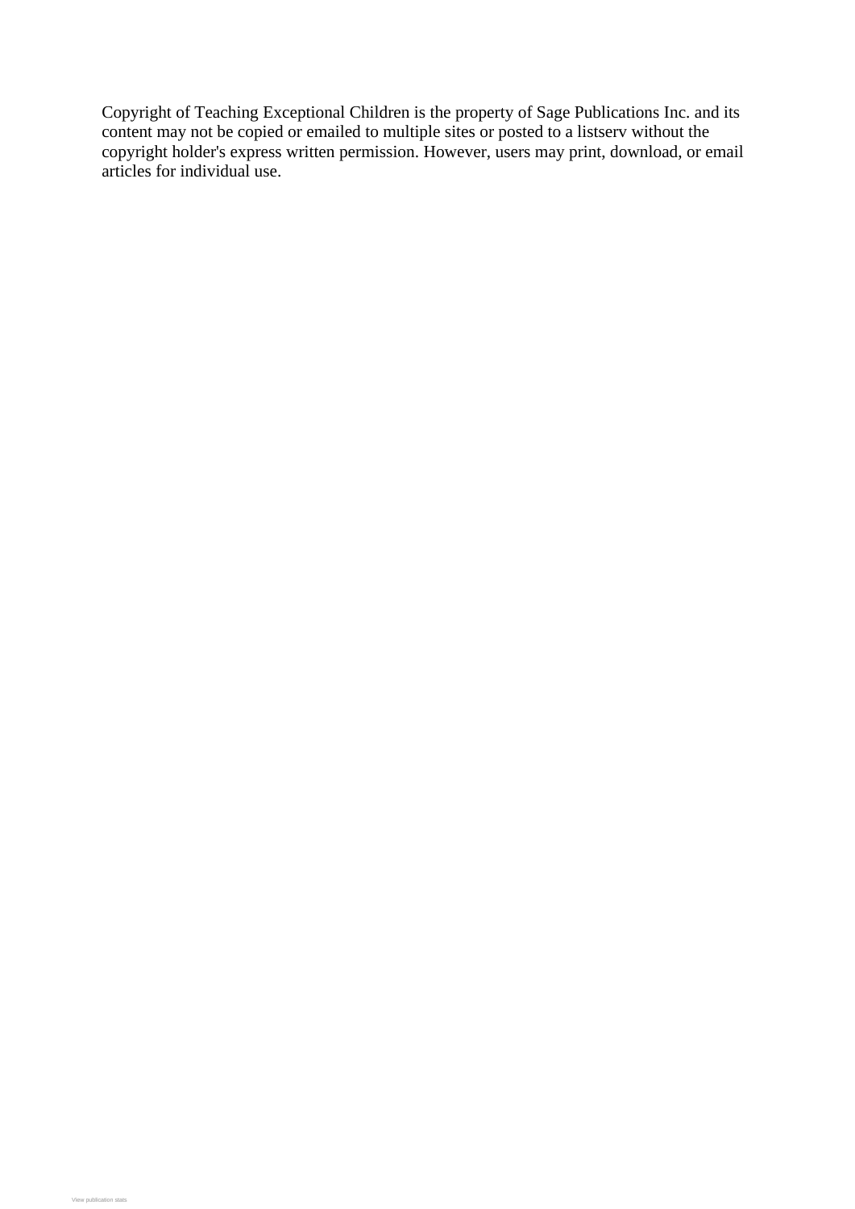Copyright of Teaching Exceptional Children is the property of Sage Publications Inc. and its content may not be copied or emailed to multiple sites or posted to a listserv without the copyright holder's express written permission. However, users may print, download, or email articles for individual use.